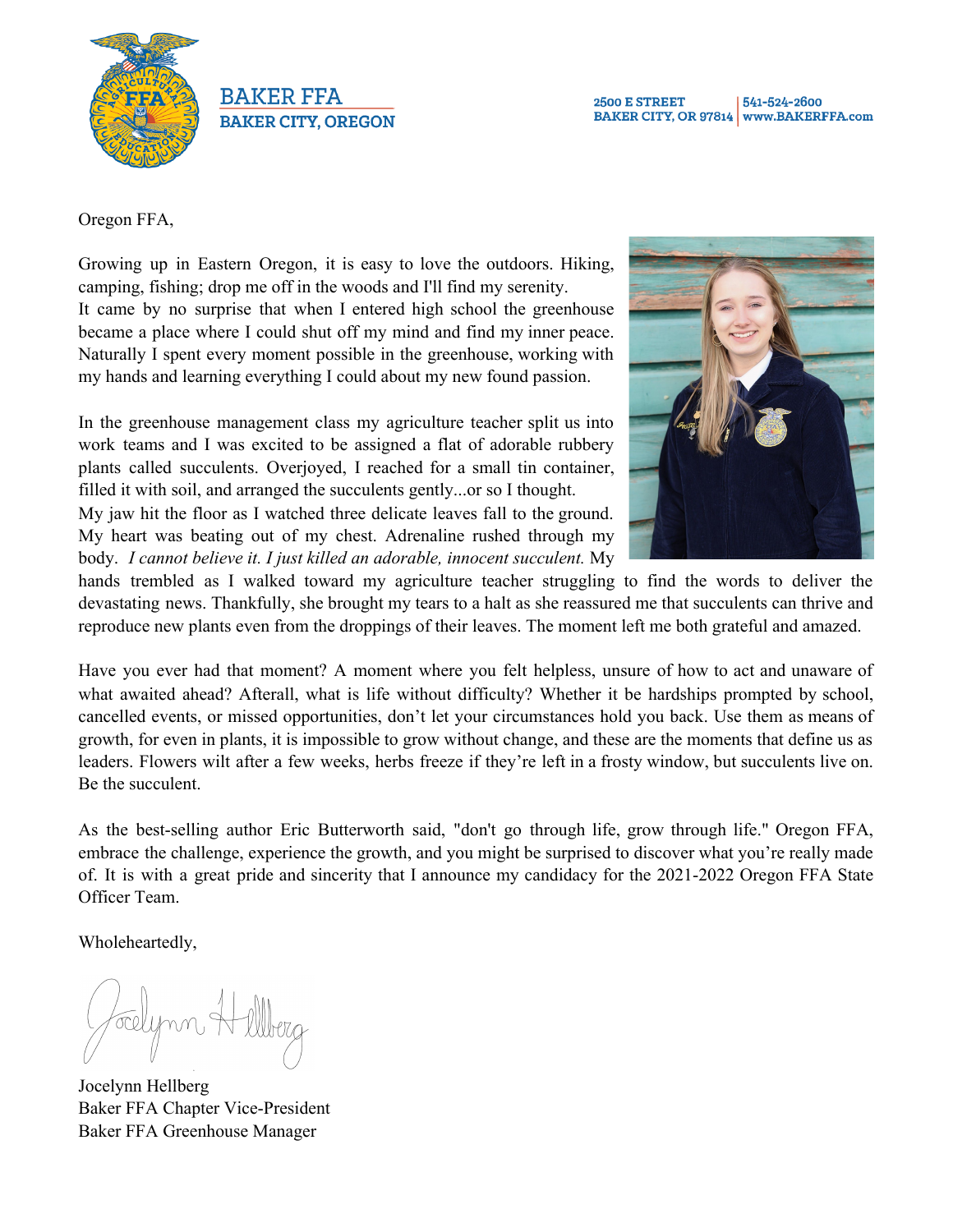**BAKER FFA**
**BAKER CITY, OREGON**

2500 E STREET
BAKER CITY, OR 97814 | 541-524-2600
www.BAKERFFA.com

Oregon FFA,

Growing up in Eastern Oregon, it is easy to love the outdoors. Hiking, camping, fishing; drop me off in the woods and I'll find my serenity.
It came by no surprise that when I entered high school the greenhouse became a place where I could shut off my mind and find my inner peace. Naturally I spent every moment possible in the greenhouse, working with my hands and learning everything I could about my new found passion.

In the greenhouse management class my agriculture teacher split us into work teams and I was excited to be assigned a flat of adorable rubbery plants called succulents. Overjoyed, I reached for a small tin container, filled it with soil, and arranged the succulents gently...or so I thought.
My jaw hit the floor as I watched three delicate leaves fall to the ground. My heart was beating out of my chest. Adrenaline rushed through my body. *I cannot believe it. I just killed an adorable, innocent succulent.* My hands trembled as I walked toward my agriculture teacher struggling to find the words to deliver the devastating news. Thankfully, she brought my tears to a halt as she reassured me that succulents can thrive and reproduce new plants even from the droppings of their leaves. The moment left me both grateful and amazed.

Have you ever had that moment? A moment where you felt helpless, unsure of how to act and unaware of what awaited ahead? Afterall, what is life without difficulty? Whether it be hardships prompted by school, cancelled events, or missed opportunities, don't let your circumstances hold you back. Use them as means of growth, for even in plants, it is impossible to grow without change, and these are the moments that define us as leaders. Flowers wilt after a few weeks, herbs freeze if they're left in a frosty window, but succulents live on. Be the succulent.

As the best-selling author Eric Butterworth said, "don't go through life, grow through life." Oregon FFA, embrace the challenge, experience the growth, and you might be surprised to discover what you're really made of. It is with a great pride and sincerity that I announce my candidacy for the 2021-2022 Oregon FFA State Officer Team.

Wholeheartedly,

Jocelynn Hellberg
Baker FFA Chapter Vice-President
Baker FFA Greenhouse Manager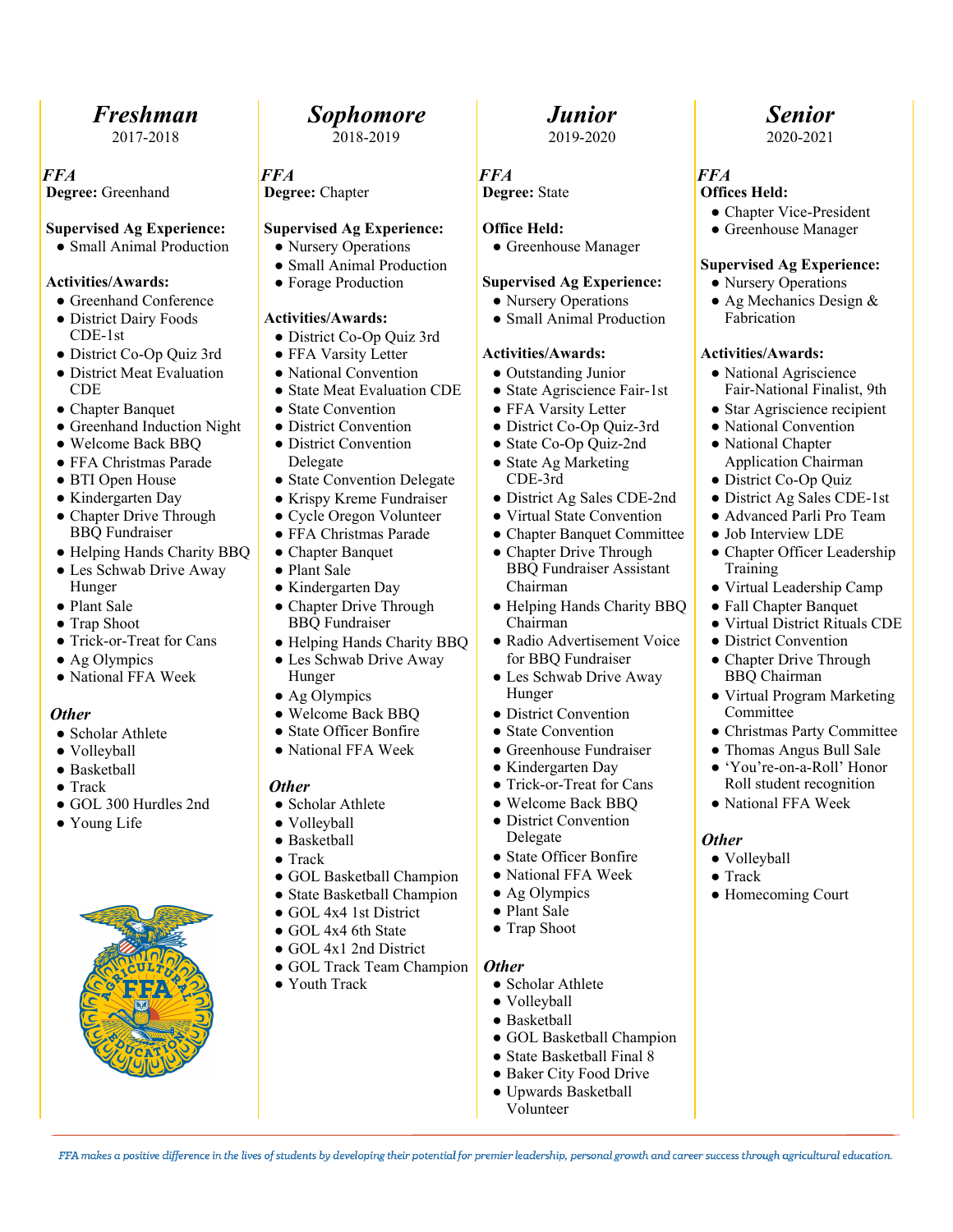## Freshman
2017-2018

***FFA***

**Degree:** Greenhand

**Supervised Ag Experience:**
- Small Animal Production

**Activities/Awards:**
- Greenhand Conference
- District Dairy Foods CDE-1st
- District Co-Op Quiz 3rd
- District Meat Evaluation CDE
- Chapter Banquet
- Greenhand Induction Night
- Welcome Back BBQ
- FFA Christmas Parade
- BTI Open House
- Kindergarten Day
- Chapter Drive Through BBQ Fundraiser
- Helping Hands Charity BBQ
- Les Schwab Drive Away Hunger
- Plant Sale
- Trap Shoot
- Trick-or-Treat for Cans
- Ag Olympics
- National FFA Week

***Other***
- Scholar Athlete
- Volleyball
- Basketball
- Track
- GOL 300 Hurdles 2nd
- Young Life

## Sophomore
2018-2019

***FFA***

**Degree:** Chapter

**Supervised Ag Experience:**
- Nursery Operations
- Small Animal Production
- Forage Production

**Activities/Awards:**
- District Co-Op Quiz 3rd
- FFA Varsity Letter
- National Convention
- State Meat Evaluation CDE
- State Convention
- District Convention
- District Convention Delegate
- State Convention Delegate
- Krispy Kreme Fundraiser
- Cycle Oregon Volunteer
- FFA Christmas Parade
- Chapter Banquet
- Plant Sale
- Kindergarten Day
- Chapter Drive Through BBQ Fundraiser
- Helping Hands Charity BBQ
- Les Schwab Drive Away Hunger
- Ag Olympics
- Welcome Back BBQ
- State Officer Bonfire
- National FFA Week

***Other***
- Scholar Athlete
- Volleyball
- Basketball
- Track
- GOL Basketball Champion
- State Basketball Champion
- GOL 4x4 1st District
- GOL 4x4 6th State
- GOL 4x1 2nd District
- GOL Track Team Champion
- Youth Track

## Junior
2019-2020

***FFA***

**Degree:** State

**Office Held:**
- Greenhouse Manager

**Supervised Ag Experience:**
- Nursery Operations
- Small Animal Production

**Activities/Awards:**
- Outstanding Junior
- State Agriscience Fair-1st
- FFA Varsity Letter
- District Co-Op Quiz-3rd
- State Co-Op Quiz-2nd
- State Ag Marketing CDE-3rd
- District Ag Sales CDE-2nd
- Virtual State Convention
- Chapter Banquet Committee
- Chapter Drive Through BBQ Fundraiser Assistant Chairman
- Helping Hands Charity BBQ Chairman
- Radio Advertisement Voice for BBQ Fundraiser
- Les Schwab Drive Away Hunger
- District Convention
- State Convention
- Greenhouse Fundraiser
- Kindergarten Day
- Trick-or-Treat for Cans
- Welcome Back BBQ
- District Convention Delegate
- State Officer Bonfire
- National FFA Week
- Ag Olympics
- Plant Sale
- Trap Shoot

***Other***
- Scholar Athlete
- Volleyball
- Basketball
- GOL Basketball Champion
- State Basketball Final 8
- Baker City Food Drive
- Upwards Basketball Volunteer

## Senior
2020-2021

***FFA***

**Offices Held:**
- Chapter Vice-President
- Greenhouse Manager

**Supervised Ag Experience:**
- Nursery Operations
- Ag Mechanics Design & Fabrication

**Activities/Awards:**
- National Agriscience Fair-National Finalist, 9th
- Star Agriscience recipient
- National Convention
- National Chapter Application Chairman
- District Co-Op Quiz
- District Ag Sales CDE-1st
- Advanced Parli Pro Team
- Job Interview LDE
- Chapter Officer Leadership Training
- Virtual Leadership Camp
- Fall Chapter Banquet
- Virtual District Rituals CDE
- District Convention
- Chapter Drive Through BBQ Chairman
- Virtual Program Marketing Committee
- Christmas Party Committee
- Thomas Angus Bull Sale
- 'You're-on-a-Roll' Honor Roll student recognition
- National FFA Week

***Other***
- Volleyball
- Track
- Homecoming Court

*FFA makes a positive difference in the lives of students by developing their potential for premier leadership, personal growth and career success through agricultural education.*